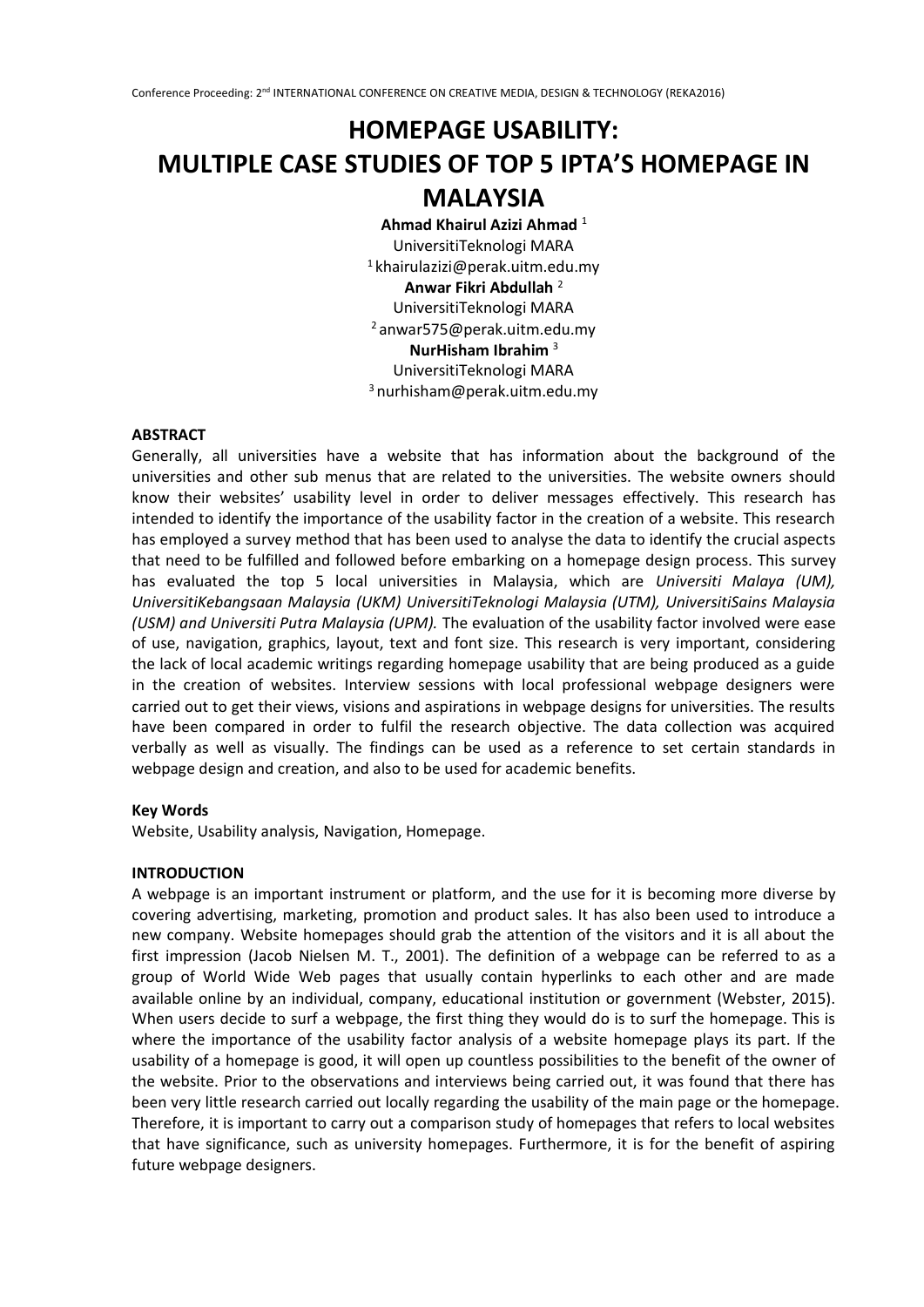# HOMEPAGE USABILITY: MULTIPLE CASE STUDIES OF TOP 5 IPTA'S HOMEPAGE IN MALAYSIA

**Ahmad Khairul Azizi Ahmad** [1]
UniversitiTeknologi MARA
[1] khairulazizi@perak.uitm.edu.my

**Anwar Fikri Abdullah** [2]
UniversitiTeknologi MARA
[2] anwar575@perak.uitm.edu.my

**NurHisham Ibrahim** [3]
UniversitiTeknologi MARA
[3] nurhisham@perak.uitm.edu.my

**ABSTRACT**

Generally, all universities have a website that has information about the background of the universities and other sub menus that are related to the universities. The website owners should know their websites' usability level in order to deliver messages effectively. This research has intended to identify the importance of the usability factor in the creation of a website. This research has employed a survey method that has been used to analyse the data to identify the crucial aspects that need to be fulfilled and followed before embarking on a homepage design process. This survey has evaluated the top 5 local universities in Malaysia, which are *Universiti Malaya (UM), UniversitiKebangsaan Malaysia (UKM) UniversitiTeknologi Malaysia (UTM), UniversitiSains Malaysia (USM) and Universiti Putra Malaysia (UPM).* The evaluation of the usability factor involved were ease of use, navigation, graphics, layout, text and font size. This research is very important, considering the lack of local academic writings regarding homepage usability that are being produced as a guide in the creation of websites. Interview sessions with local professional webpage designers were carried out to get their views, visions and aspirations in webpage designs for universities. The results have been compared in order to fulfil the research objective. The data collection was acquired verbally as well as visually. The findings can be used as a reference to set certain standards in webpage design and creation, and also to be used for academic benefits.

**Key Words**

Website, Usability analysis, Navigation, Homepage.

**INTRODUCTION**

A webpage is an important instrument or platform, and the use for it is becoming more diverse by covering advertising, marketing, promotion and product sales. It has also been used to introduce a new company. Website homepages should grab the attention of the visitors and it is all about the first impression (Jacob Nielsen M. T., 2001). The definition of a webpage can be referred to as a group of World Wide Web pages that usually contain hyperlinks to each other and are made available online by an individual, company, educational institution or government (Webster, 2015). When users decide to surf a webpage, the first thing they would do is to surf the homepage. This is where the importance of the usability factor analysis of a website homepage plays its part. If the usability of a homepage is good, it will open up countless possibilities to the benefit of the owner of the website. Prior to the observations and interviews being carried out, it was found that there has been very little research carried out locally regarding the usability of the main page or the homepage. Therefore, it is important to carry out a comparison study of homepages that refers to local websites that have significance, such as university homepages. Furthermore, it is for the benefit of aspiring future webpage designers.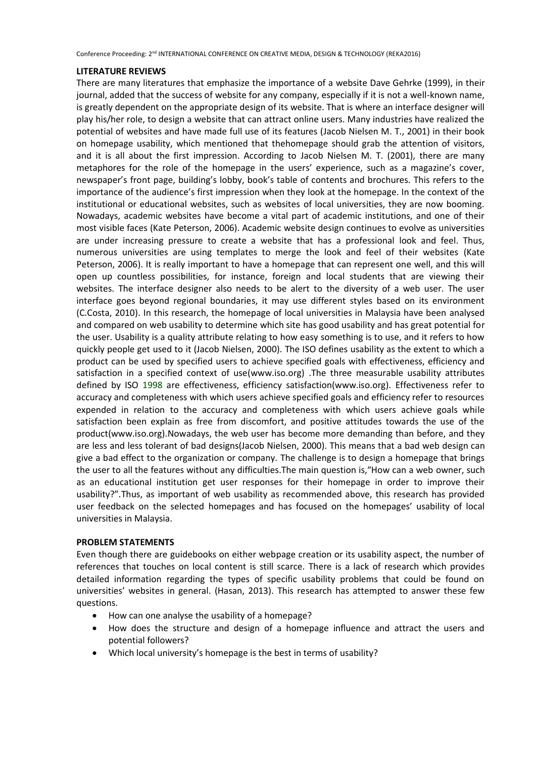## LITERATURE REVIEWS

There are many literatures that emphasize the importance of a website Dave Gehrke (1999), in their journal, added that the success of website for any company, especially if it is not a well-known name, is greatly dependent on the appropriate design of its website. That is where an interface designer will play his/her role, to design a website that can attract online users. Many industries have realized the potential of websites and have made full use of its features (Jacob Nielsen M. T., 2001) in their book on homepage usability, which mentioned that thehomepage should grab the attention of visitors, and it is all about the first impression. According to Jacob Nielsen M. T. (2001), there are many metaphores for the role of the homepage in the users' experience, such as a magazine's cover, newspaper's front page, building's lobby, book's table of contents and brochures. This refers to the importance of the audience's first impression when they look at the homepage. In the context of the institutional or educational websites, such as websites of local universities, they are now booming. Nowadays, academic websites have become a vital part of academic institutions, and one of their most visible faces (Kate Peterson, 2006). Academic website design continues to evolve as universities are under increasing pressure to create a website that has a professional look and feel. Thus, numerous universities are using templates to merge the look and feel of their websites (Kate Peterson, 2006). It is really important to have a homepage that can represent one well, and this will open up countless possibilities, for instance, foreign and local students that are viewing their websites. The interface designer also needs to be alert to the diversity of a web user. The user interface goes beyond regional boundaries, it may use different styles based on its environment (C.Costa, 2010). In this research, the homepage of local universities in Malaysia have been analysed and compared on web usability to determine which site has good usability and has great potential for the user. Usability is a quality attribute relating to how easy something is to use, and it refers to how quickly people get used to it (Jacob Nielsen, 2000). The ISO defines usability as the extent to which a product can be used by specified users to achieve specified goals with effectiveness, efficiency and satisfaction in a specified context of use(www.iso.org) .The three measurable usability attributes defined by ISO 1998 are effectiveness, efficiency satisfaction(www.iso.org). Effectiveness refer to accuracy and completeness with which users achieve specified goals and efficiency refer to resources expended in relation to the accuracy and completeness with which users achieve goals while satisfaction been explain as free from discomfort, and positive attitudes towards the use of the product(www.iso.org).Nowadays, the web user has become more demanding than before, and they are less and less tolerant of bad designs(Jacob Nielsen, 2000). This means that a bad web design can give a bad effect to the organization or company. The challenge is to design a homepage that brings the user to all the features without any difficulties.The main question is,"How can a web owner, such as an educational institution get user responses for their homepage in order to improve their usability?".Thus, as important of web usability as recommended above, this research has provided user feedback on the selected homepages and has focused on the homepages' usability of local universities in Malaysia.

## PROBLEM STATEMENTS

Even though there are guidebooks on either webpage creation or its usability aspect, the number of references that touches on local content is still scarce. There is a lack of research which provides detailed information regarding the types of specific usability problems that could be found on universities' websites in general. (Hasan, 2013). This research has attempted to answer these few questions.

- How can one analyse the usability of a homepage?
- How does the structure and design of a homepage influence and attract the users and potential followers?
- Which local university's homepage is the best in terms of usability?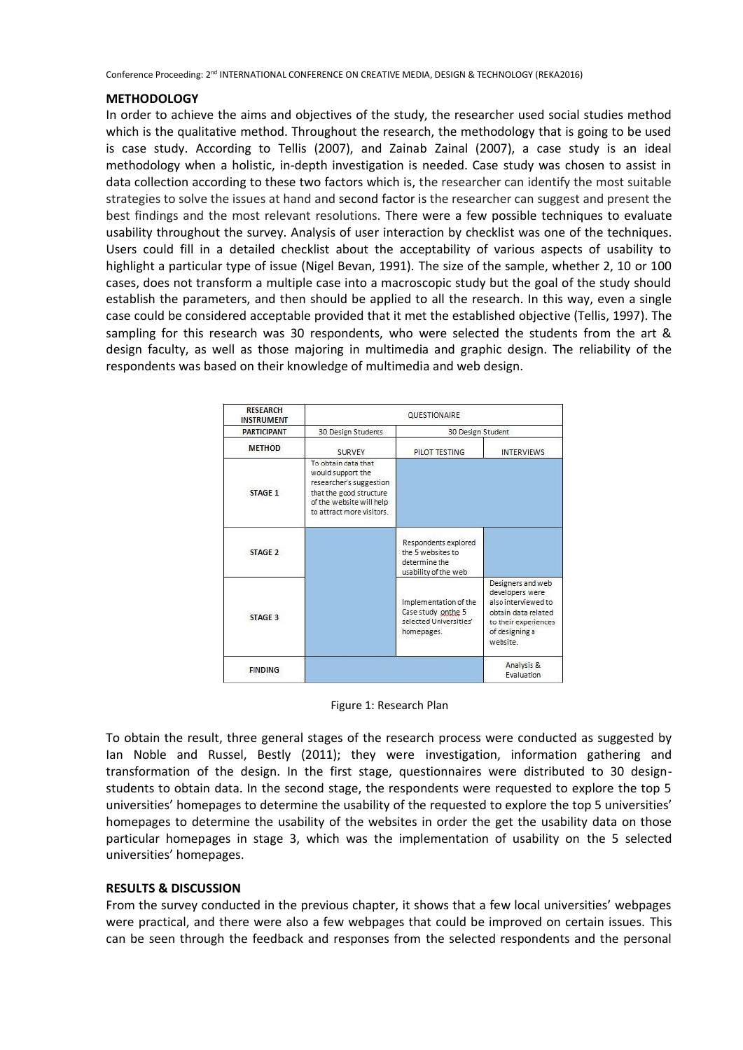## METHODOLOGY

In order to achieve the aims and objectives of the study, the researcher used social studies method which is the qualitative method. Throughout the research, the methodology that is going to be used is case study. According to Tellis (2007), and Zainab Zainal (2007), a case study is an ideal methodology when a holistic, in-depth investigation is needed. Case study was chosen to assist in data collection according to these two factors which is, the researcher can identify the most suitable strategies to solve the issues at hand and second factor is the researcher can suggest and present the best findings and the most relevant resolutions. There were a few possible techniques to evaluate usability throughout the survey. Analysis of user interaction by checklist was one of the techniques. Users could fill in a detailed checklist about the acceptability of various aspects of usability to highlight a particular type of issue (Nigel Bevan, 1991). The size of the sample, whether 2, 10 or 100 cases, does not transform a multiple case into a macroscopic study but the goal of the study should establish the parameters, and then should be applied to all the research. In this way, even a single case could be considered acceptable provided that it met the established objective (Tellis, 1997). The sampling for this research was 30 respondents, who were selected the students from the art & design faculty, as well as those majoring in multimedia and graphic design. The reliability of the respondents was based on their knowledge of multimedia and web design.

| RESEARCH INSTRUMENT | QUESTIONAIRE | | |
|---|---|---|---|
| PARTICIPANT | 30 Design Students | 30 Design Student | |
| METHOD | SURVEY | PILOT TESTING | INTERVIEWS |
| STAGE 1 | To obtain data that would support the researcher's suggestion that the good structure of the website will help to attract more visitors. | | |
| STAGE 2 | | Respondents explored the 5 websites to determine the usability of the web | |
| STAGE 3 | | Implementation of the Case study onthe 5 selected Universities' homepages. | Designers and web developers were also interviewed to obtain data related to their experiences of designing a website. |
| FINDING | | | Analysis & Evaluation |

Figure 1: Research Plan

To obtain the result, three general stages of the research process were conducted as suggested by Ian Noble and Russel, Bestly (2011); they were investigation, information gathering and transformation of the design. In the first stage, questionnaires were distributed to 30 design-students to obtain data. In the second stage, the respondents were requested to explore the top 5 universities' homepages to determine the usability of the requested to explore the top 5 universities' homepages to determine the usability of the websites in order the get the usability data on those particular homepages in stage 3, which was the implementation of usability on the 5 selected universities' homepages.

## RESULTS & DISCUSSION

From the survey conducted in the previous chapter, it shows that a few local universities' webpages were practical, and there were also a few webpages that could be improved on certain issues. This can be seen through the feedback and responses from the selected respondents and the personal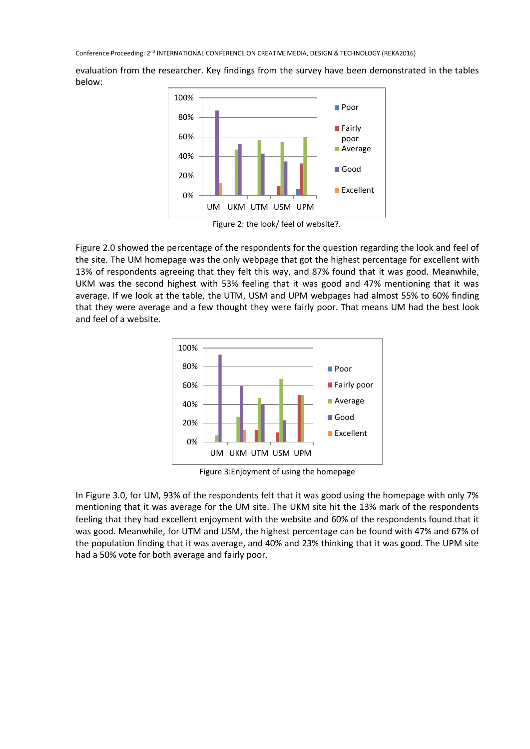evaluation from the researcher. Key findings from the survey have been demonstrated in the tables below:

Figure 2: the look/ feel of website?.

Figure 2.0 showed the percentage of the respondents for the question regarding the look and feel of the site. The UM homepage was the only webpage that got the highest percentage for excellent with 13% of respondents agreeing that they felt this way, and 87% found that it was good. Meanwhile, UKM was the second highest with 53% feeling that it was good and 47% mentioning that it was average. If we look at the table, the UTM, USM and UPM webpages had almost 55% to 60% finding that they were average and a few thought they were fairly poor. That means UM had the best look and feel of a website.

Figure 3:Enjoyment of using the homepage

In Figure 3.0, for UM, 93% of the respondents felt that it was good using the homepage with only 7% mentioning that it was average for the UM site. The UKM site hit the 13% mark of the respondents feeling that they had excellent enjoyment with the website and 60% of the respondents found that it was good. Meanwhile, for UTM and USM, the highest percentage can be found with 47% and 67% of the population finding that it was average, and 40% and 23% thinking that it was good. The UPM site had a 50% vote for both average and fairly poor.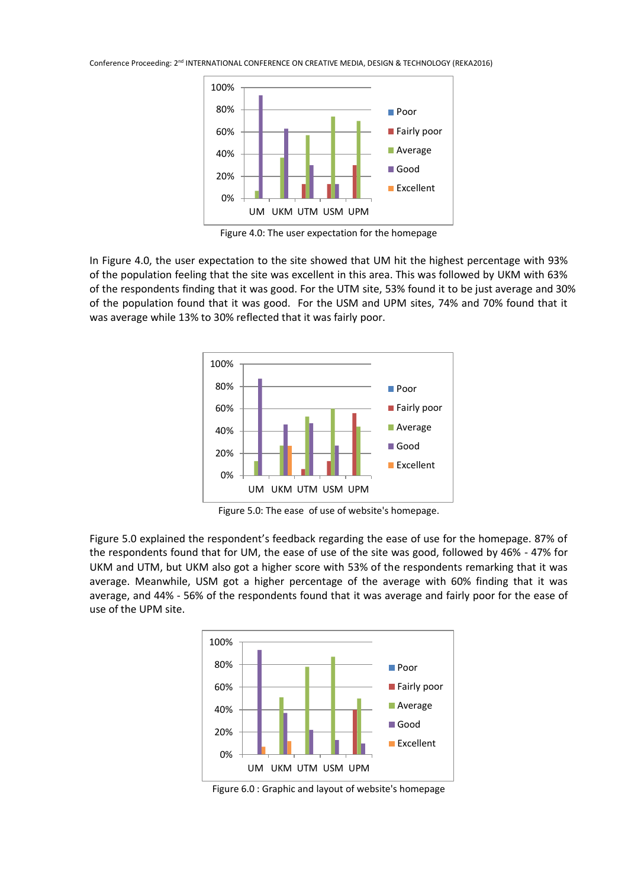Figure 4.0: The user expectation for the homepage

In Figure 4.0, the user expectation to the site showed that UM hit the highest percentage with 93% of the population feeling that the site was excellent in this area. This was followed by UKM with 63% of the respondents finding that it was good. For the UTM site, 53% found it to be just average and 30% of the population found that it was good. For the USM and UPM sites, 74% and 70% found that it was average while 13% to 30% reflected that it was fairly poor.

Figure 5.0: The ease of use of website's homepage.

Figure 5.0 explained the respondent's feedback regarding the ease of use for the homepage. 87% of the respondents found that for UM, the ease of use of the site was good, followed by 46% - 47% for UKM and UTM, but UKM also got a higher score with 53% of the respondents remarking that it was average. Meanwhile, USM got a higher percentage of the average with 60% finding that it was average, and 44% - 56% of the respondents found that it was average and fairly poor for the ease of use of the UPM site.

Figure 6.0 : Graphic and layout of website's homepage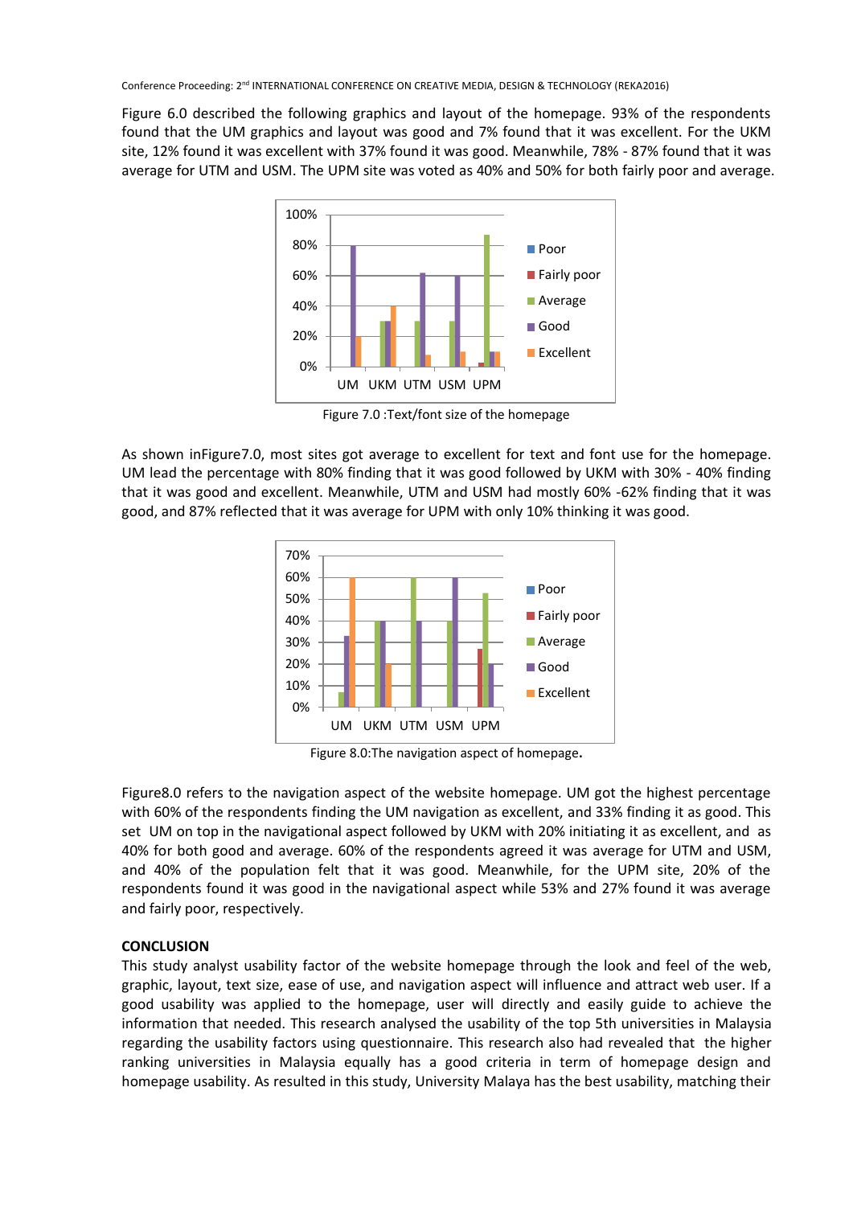Figure 6.0 described the following graphics and layout of the homepage. 93% of the respondents found that the UM graphics and layout was good and 7% found that it was excellent. For the UKM site, 12% found it was excellent with 37% found it was good. Meanwhile, 78% - 87% found that it was average for UTM and USM. The UPM site was voted as 40% and 50% for both fairly poor and average.

Figure 7.0 :Text/font size of the homepage

As shown inFigure7.0, most sites got average to excellent for text and font use for the homepage. UM lead the percentage with 80% finding that it was good followed by UKM with 30% - 40% finding that it was good and excellent. Meanwhile, UTM and USM had mostly 60% -62% finding that it was good, and 87% reflected that it was average for UPM with only 10% thinking it was good.

Figure 8.0:The navigation aspect of homepage**.**

Figure8.0 refers to the navigation aspect of the website homepage. UM got the highest percentage with 60% of the respondents finding the UM navigation as excellent, and 33% finding it as good. This set UM on top in the navigational aspect followed by UKM with 20% initiating it as excellent, and as 40% for both good and average. 60% of the respondents agreed it was average for UTM and USM, and 40% of the population felt that it was good. Meanwhile, for the UPM site, 20% of the respondents found it was good in the navigational aspect while 53% and 27% found it was average and fairly poor, respectively.

## CONCLUSION

This study analyst usability factor of the website homepage through the look and feel of the web, graphic, layout, text size, ease of use, and navigation aspect will influence and attract web user. If a good usability was applied to the homepage, user will directly and easily guide to achieve the information that needed. This research analysed the usability of the top 5th universities in Malaysia regarding the usability factors using questionnaire. This research also had revealed that the higher ranking universities in Malaysia equally has a good criteria in term of homepage design and homepage usability. As resulted in this study, University Malaya has the best usability, matching their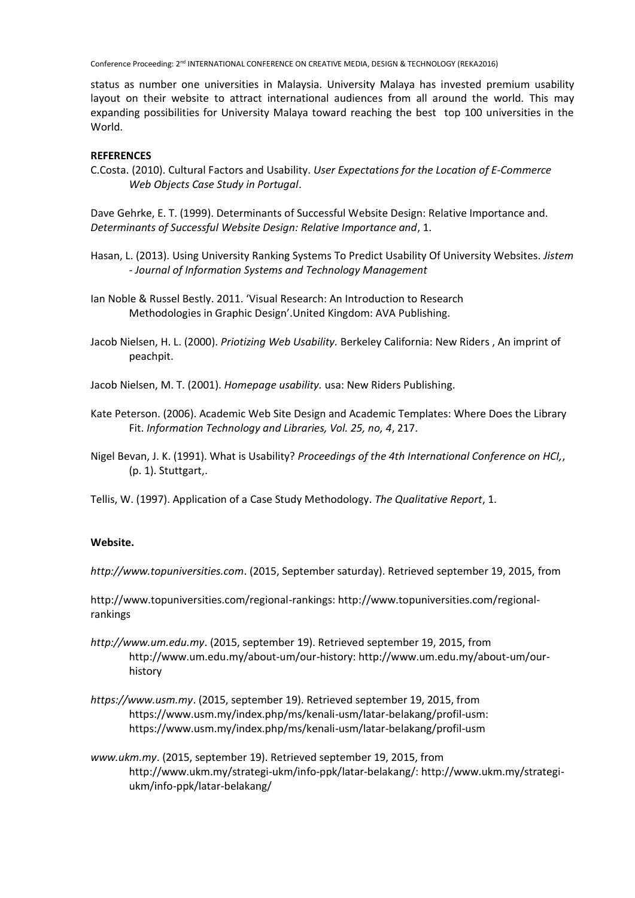status as number one universities in Malaysia. University Malaya has invested premium usability layout on their website to attract international audiences from all around the world. This may expanding possibilities for University Malaya toward reaching the best top 100 universities in the World.

**REFERENCES**

C.Costa. (2010). Cultural Factors and Usability. *User Expectations for the Location of E-Commerce Web Objects Case Study in Portugal*.

Dave Gehrke, E. T. (1999). Determinants of Successful Website Design: Relative Importance and. *Determinants of Successful Website Design: Relative Importance and*, 1.

Hasan, L. (2013). Using University Ranking Systems To Predict Usability Of University Websites. *Jistem - Journal of Information Systems and Technology Management*

Ian Noble & Russel Bestly. 2011. 'Visual Research: An Introduction to Research Methodologies in Graphic Design'.United Kingdom: AVA Publishing.

Jacob Nielsen, H. L. (2000). *Priotizing Web Usability.* Berkeley California: New Riders , An imprint of peachpit.

Jacob Nielsen, M. T. (2001). *Homepage usability.* usa: New Riders Publishing.

Kate Peterson. (2006). Academic Web Site Design and Academic Templates: Where Does the Library Fit. *Information Technology and Libraries, Vol. 25, no, 4*, 217.

Nigel Bevan, J. K. (1991). What is Usability? *Proceedings of the 4th International Conference on HCI,*, (p. 1). Stuttgart,.

Tellis, W. (1997). Application of a Case Study Methodology. *The Qualitative Report*, 1.

**Website.**

*http://www.topuniversities.com*. (2015, September saturday). Retrieved september 19, 2015, from

http://www.topuniversities.com/regional-rankings: http://www.topuniversities.com/regional-rankings

*http://www.um.edu.my*. (2015, september 19). Retrieved september 19, 2015, from http://www.um.edu.my/about-um/our-history: http://www.um.edu.my/about-um/our-history

*https://www.usm.my*. (2015, september 19). Retrieved september 19, 2015, from https://www.usm.my/index.php/ms/kenali-usm/latar-belakang/profil-usm: https://www.usm.my/index.php/ms/kenali-usm/latar-belakang/profil-usm

*www.ukm.my*. (2015, september 19). Retrieved september 19, 2015, from http://www.ukm.my/strategi-ukm/info-ppk/latar-belakang/: http://www.ukm.my/strategi-ukm/info-ppk/latar-belakang/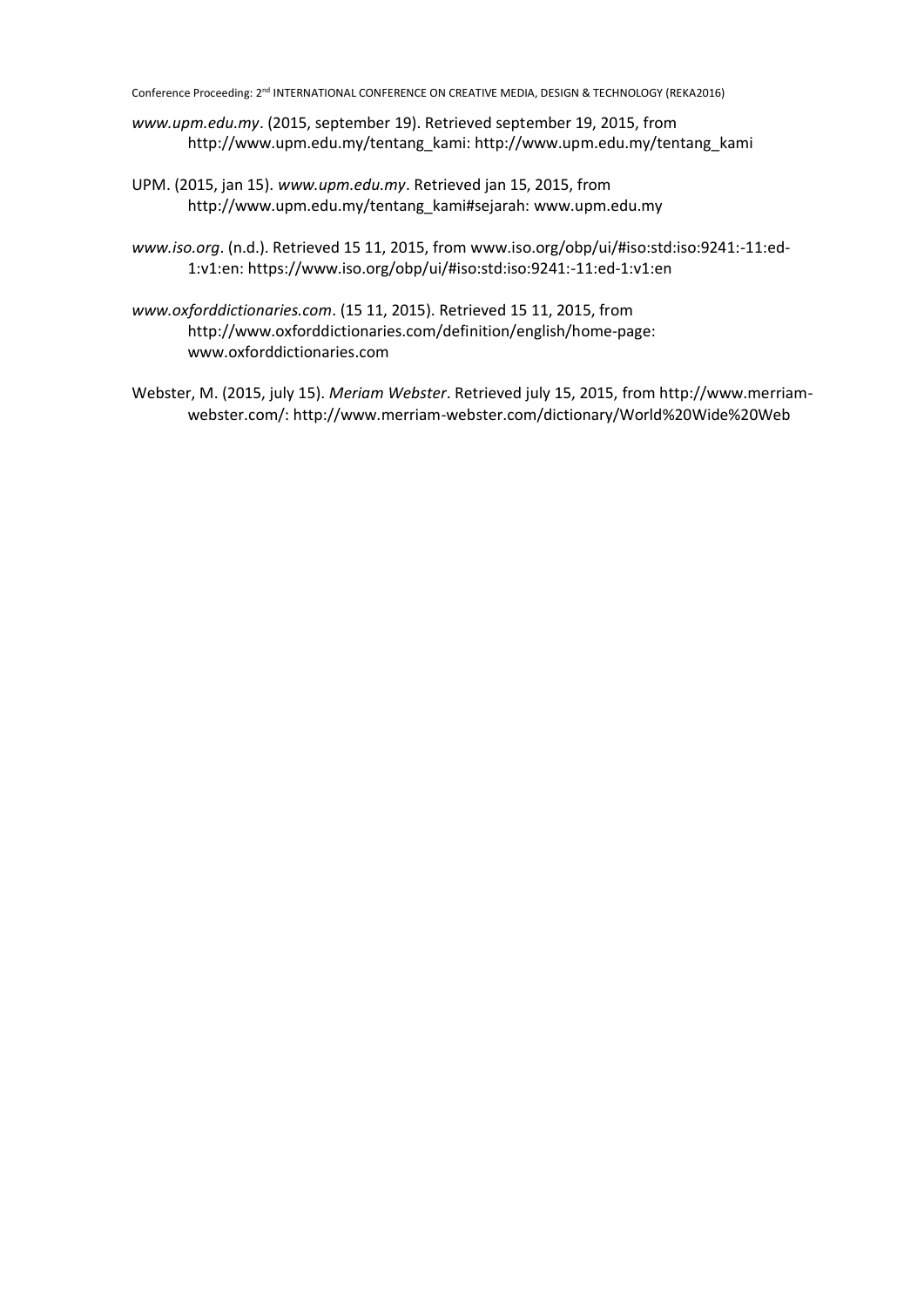*www.upm.edu.my*. (2015, september 19). Retrieved september 19, 2015, from http://www.upm.edu.my/tentang_kami: http://www.upm.edu.my/tentang_kami

UPM. (2015, jan 15). *www.upm.edu.my*. Retrieved jan 15, 2015, from http://www.upm.edu.my/tentang_kami#sejarah: www.upm.edu.my

*www.iso.org*. (n.d.). Retrieved 15 11, 2015, from www.iso.org/obp/ui/#iso:std:iso:9241:-11:ed-1:v1:en: https://www.iso.org/obp/ui/#iso:std:iso:9241:-11:ed-1:v1:en

*www.oxforddictionaries.com*. (15 11, 2015). Retrieved 15 11, 2015, from http://www.oxforddictionaries.com/definition/english/home-page: www.oxforddictionaries.com

Webster, M. (2015, july 15). *Meriam Webster*. Retrieved july 15, 2015, from http://www.merriam-webster.com/: http://www.merriam-webster.com/dictionary/World%20Wide%20Web